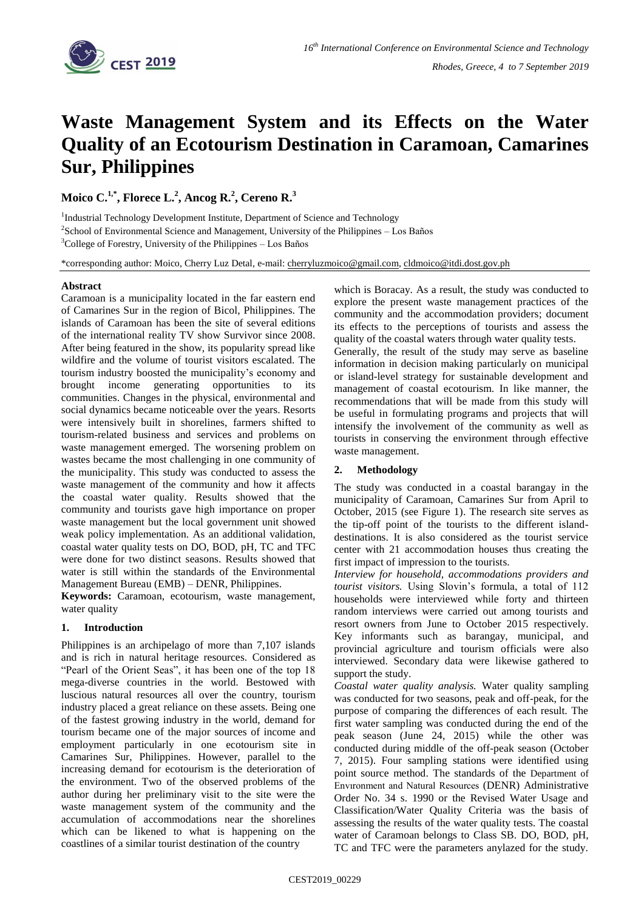# Waste Management System and its Effects on the Water Quality of an Ecotourism Destination in Caramoan, Camarines Sur, Philippines

**Moico C.[1,*], Florece L.[2], Ancog R.[2], Cereno R.[3]**

[1]Industrial Technology Development Institute, Department of Science and Technology

[2]School of Environmental Science and Management, University of the Philippines – Los Baños

[3]College of Forestry, University of the Philippines – Los Baños

*corresponding author: Moico, Cherry Luz Detal, e-mail: cherryluzmoico@gmail.com, cldmoico@itdi.dost.gov.ph

### Abstract

Caramoan is a municipality located in the far eastern end of Camarines Sur in the region of Bicol, Philippines. The islands of Caramoan has been the site of several editions of the international reality TV show Survivor since 2008. After being featured in the show, its popularity spread like wildfire and the volume of tourist visitors escalated. The tourism industry boosted the municipality's economy and brought income generating opportunities to its communities. Changes in the physical, environmental and social dynamics became noticeable over the years. Resorts were intensively built in shorelines, farmers shifted to tourism-related business and services and problems on waste management emerged. The worsening problem on wastes became the most challenging in one community of the municipality. This study was conducted to assess the waste management of the community and how it affects the coastal water quality. Results showed that the community and tourists gave high importance on proper waste management but the local government unit showed weak policy implementation. As an additional validation, coastal water quality tests on DO, BOD, pH, TC and TFC were done for two distinct seasons. Results showed that water is still within the standards of the Environmental Management Bureau (EMB) – DENR, Philippines.

**Keywords:** Caramoan, ecotourism, waste management, water quality

## 1. Introduction

Philippines is an archipelago of more than 7,107 islands and is rich in natural heritage resources. Considered as "Pearl of the Orient Seas", it has been one of the top 18 mega-diverse countries in the world. Bestowed with luscious natural resources all over the country, tourism industry placed a great reliance on these assets. Being one of the fastest growing industry in the world, demand for tourism became one of the major sources of income and employment particularly in one ecotourism site in Camarines Sur, Philippines. However, parallel to the increasing demand for ecotourism is the deterioration of the environment. Two of the observed problems of the author during her preliminary visit to the site were the waste management system of the community and the accumulation of accommodations near the shorelines which can be likened to what is happening on the coastlines of a similar tourist destination of the country which is Boracay. As a result, the study was conducted to explore the present waste management practices of the community and the accommodation providers; document its effects to the perceptions of tourists and assess the quality of the coastal waters through water quality tests.

Generally, the result of the study may serve as baseline information in decision making particularly on municipal or island-level strategy for sustainable development and management of coastal ecotourism. In like manner, the recommendations that will be made from this study will be useful in formulating programs and projects that will intensify the involvement of the community as well as tourists in conserving the environment through effective waste management.

## 2. Methodology

The study was conducted in a coastal barangay in the municipality of Caramoan, Camarines Sur from April to October, 2015 (see Figure 1). The research site serves as the tip-off point of the tourists to the different island-destinations. It is also considered as the tourist service center with 21 accommodation houses thus creating the first impact of impression to the tourists.

*Interview for household, accommodations providers and tourist visitors.* Using Slovin's formula, a total of 112 households were interviewed while forty and thirteen random interviews were carried out among tourists and resort owners from June to October 2015 respectively. Key informants such as barangay, municipal, and provincial agriculture and tourism officials were also interviewed. Secondary data were likewise gathered to support the study.

*Coastal water quality analysis.* Water quality sampling was conducted for two seasons, peak and off-peak, for the purpose of comparing the differences of each result. The first water sampling was conducted during the end of the peak season (June 24, 2015) while the other was conducted during middle of the off-peak season (October 7, 2015). Four sampling stations were identified using point source method. The standards of the Department of Environment and Natural Resources (DENR) Administrative Order No. 34 s. 1990 or the Revised Water Usage and Classification/Water Quality Criteria was the basis of assessing the results of the water quality tests. The coastal water of Caramoan belongs to Class SB. DO, BOD, pH, TC and TFC were the parameters anylazed for the study.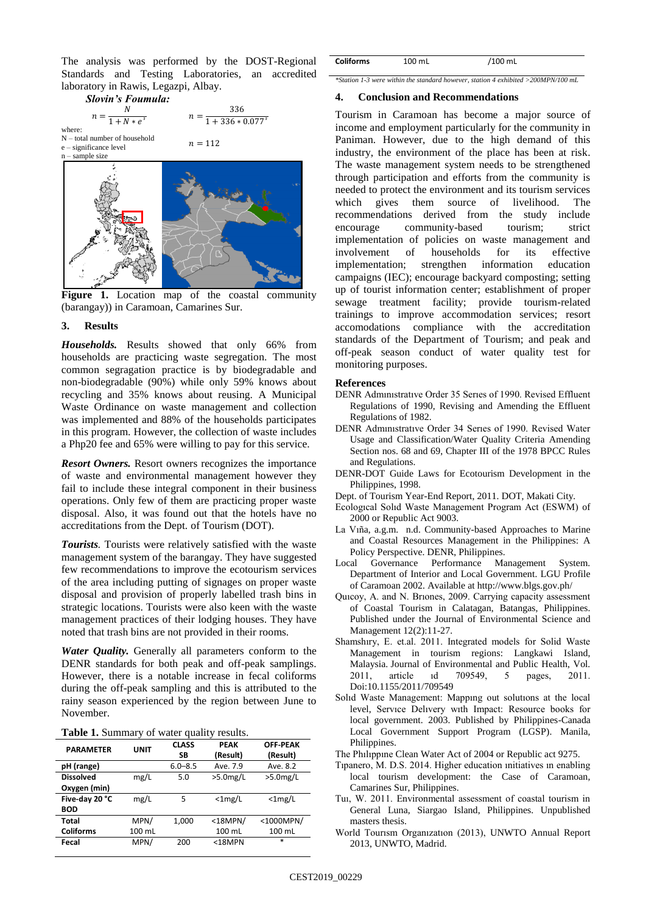The analysis was performed by the DOST-Regional Standards and Testing Laboratories, an accredited laboratory in Rawis, Legazpi, Albay.

***Slovin's Foumula:***

$$n = \frac{N}{1 + N * e^2} \qquad n = \frac{336}{1 + 336 * 0.077^2}$$

where:
N – total number of household
e – significance level
n – sample size

$$n = 112$$

**Figure 1.** Location map of the coastal community (barangay)) in Caramoan, Camarines Sur.

## 3. Results

***Households.*** Results showed that only 66% from households are practicing waste segregation. The most common segragation practice is by biodegradable and non-biodegradable (90%) while only 59% knows about recycling and 35% knows about reusing. A Municipal Waste Ordinance on waste management and collection was implemented and 88% of the households participates in this program. However, the collection of waste includes a Php20 fee and 65% were willing to pay for this service.

***Resort Owners.*** Resort owners recognizes the importance of waste and environmental management however they fail to include these integral component in their business operations. Only few of them are practicing proper waste disposal. Also, it was found out that the hotels have no accreditations from the Dept. of Tourism (DOT).

***Tourists.*** Tourists were relatively satisfied with the waste management system of the barangay. They have suggested few recommendations to improve the ecotourism services of the area including putting of signages on proper waste disposal and provision of properly labelled trash bins in strategic locations. Tourists were also keen with the waste management practices of their lodging houses. They have noted that trash bins are not provided in their rooms.

***Water Quality.*** Generally all parameters conform to the DENR standards for both peak and off-peak samplings. However, there is a notable increase in fecal coliforms during the off-peak sampling and this is attributed to the rainy season experienced by the region between June to November.

**Table 1.** Summary of water quality results.

| PARAMETER | UNIT | CLASS SB | PEAK (Result) | OFF-PEAK (Result) |
|---|---|---|---|---|
| pH (range) | | 6.0–8.5 | Ave. 7.9 | Ave. 8.2 |
| Dissolved Oxygen (min) | mg/L | 5.0 | >5.0mg/L | >5.0mg/L |
| Five-day 20 °C BOD | mg/L | 5 | <1mg/L | <1mg/L |
| Total Coliforms | MPN/ 100 mL | 1,000 | <18MPN/ 100 mL | <1000MPN/ 100 mL |
| Fecal Coliforms | MPN/ 100 mL | 200 | <18MPN /100 mL | * |

*Station 1-3 were within the standard however, station 4 exhibited >200MPN/100 mL

## 4. Conclusion and Recommendations

Tourism in Caramoan has become a major source of income and employment particularly for the community in Paniman. However, due to the high demand of this industry, the environment of the place has been at risk. The waste management system needs to be strengthened through participation and efforts from the community is needed to protect the environment and its tourism services which gives them source of livelihood. The recommendations derived from the study include encourage community-based tourism; strict implementation of policies on waste management and involvement of households for its effective implementation; strengthen information education campaigns (IEC); encourage backyard composting; setting up of tourist information center; establishment of proper sewage treatment facility; provide tourism-related trainings to improve accommodation services; resort accomodations compliance with the accreditation standards of the Department of Tourism; and peak and off-peak season conduct of water quality test for monitoring purposes.

## References

DENR Administrative Order 35 Series of 1990. Revised Effluent Regulations of 1990, Revising and Amending the Effluent Regulations of 1982.

DENR Administrative Order 34 Series of 1990. Revised Water Usage and Classification/Water Quality Criteria Amending Section nos. 68 and 69, Chapter III of the 1978 BPCC Rules and Regulations.

DENR-DOT Guide Laws for Ecotourism Development in the Philippines, 1998.

Dept. of Tourism Year-End Report, 2011. DOT, Makati City.

Ecological Solid Waste Management Program Act (ESWM) of 2000 or Republic Act 9003.

La Viña, a.g.m. n.d. Community-based Approaches to Marine and Coastal Resources Management in the Philippines: A Policy Perspective. DENR, Philippines.

Local Governance Performance Management System. Department of Interior and Local Government. LGU Profile of Caramoan 2002. Available at http://www.blgs.gov.ph/

Quicoy, A. and N. Briones, 2009. Carrying capacity assessment of Coastal Tourism in Calatagan, Batangas, Philippines. Published under the Journal of Environmental Science and Management 12(2):11-27.

Shamshiry, E. et.al. 2011. Integrated models for Solid Waste Management in tourism regions: Langkawi Island, Malaysia. Journal of Environmental and Public Health, Vol. 2011, article id 709549, 5 pages, 2011. Doi:10.1155/2011/709549

Solid Waste Management: Mapping out solutions at the local level, Service Delivery with Impact: Resource books for local government. 2003. Published by Philippines-Canada Local Government Support Program (LGSP). Manila, Philippines.

The Philippine Clean Water Act of 2004 or Republic act 9275.

Tipanero, M. D.S. 2014. Higher education initiatives in enabling local tourism development: the Case of Caramoan, Camarines Sur, Philippines.

Tui, W. 2011. Environmental assessment of coastal tourism in General Luna, Siargao Island, Philippines. Unpublished masters thesis.

World Tourism Organization (2013), UNWTO Annual Report 2013, UNWTO, Madrid.